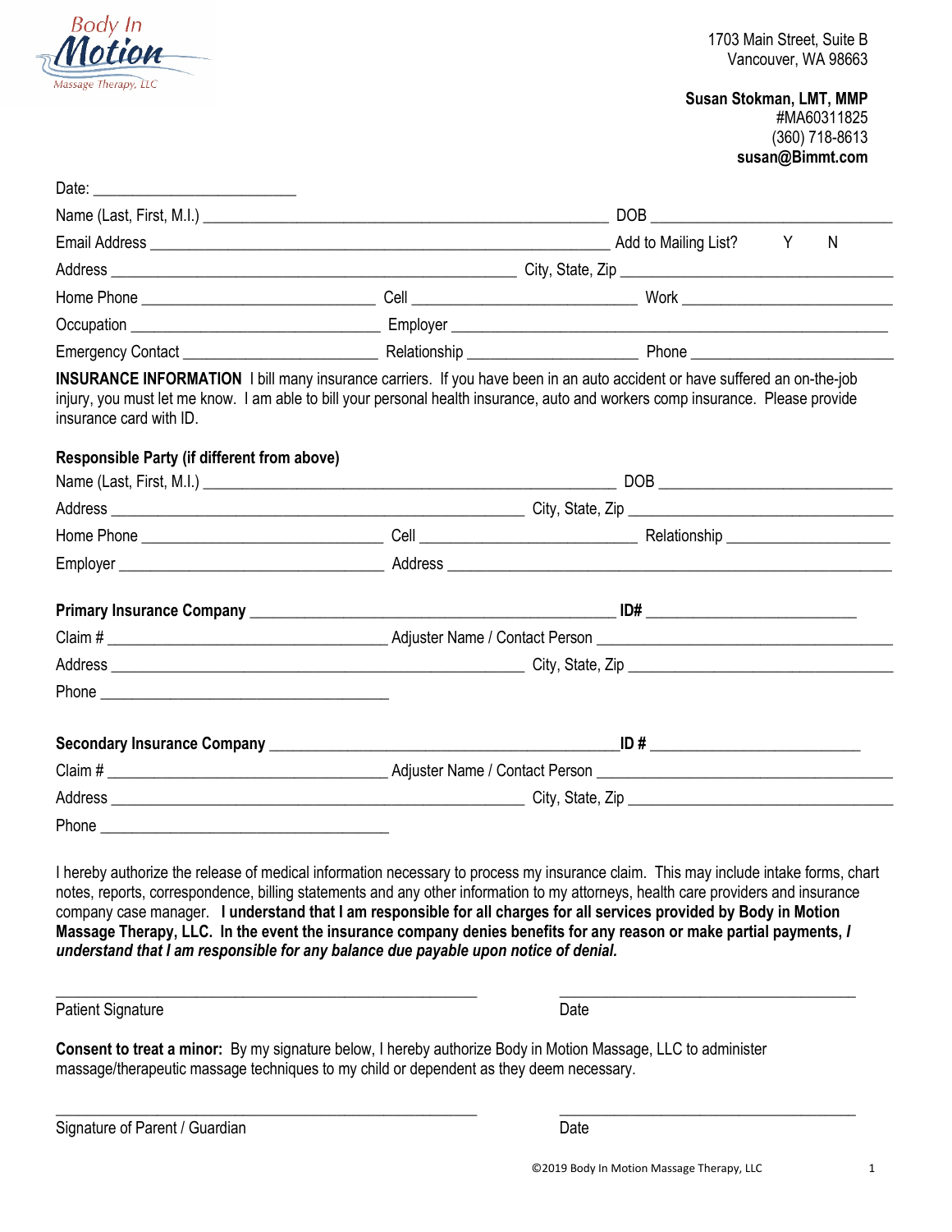Body In Motion Massage Therapy, LLC

1703 Main Street, Suite B
Vancouver, WA 98663

**Susan Stokman, LMT, MMP**
#MA60311825
(360) 718-8613
**susan@Bimmt.com**

Date: ________________________

Name (Last, First, M.I.) ________________________________________________ DOB ____________________________

Email Address ______________________________________________________ Add to Mailing List? Y N

Address ________________________________________________ City, State, Zip ________________________________

Home Phone ____________________________ Cell __________________________ Work _________________________

Occupation ______________________________ Employer ____________________________________________________

Emergency Contact _______________________ Relationship ____________________ Phone ________________________

**INSURANCE INFORMATION** I bill many insurance carriers. If you have been in an auto accident or have suffered an on-the-job injury, you must let me know. I am able to bill your personal health insurance, auto and workers comp insurance. Please provide insurance card with ID.

**Responsible Party (if different from above)**

Name (Last, First, M.I.) ________________________________________________ DOB ____________________________

Address ________________________________________________ City, State, Zip ________________________________

Home Phone ____________________________ Cell __________________________ Relationship ____________________

Employer ________________________________ Address ____________________________________________________

**Primary Insurance Company** ___________________________________________ **ID#** _________________________

Claim # _________________________________ Adjuster Name / Contact Person ____________________________________

Address ________________________________________________ City, State, Zip ________________________________

Phone ___________________________________

**Secondary Insurance Company** __________________________________________ **ID #** ________________________

Claim # _________________________________ Adjuster Name / Contact Person ____________________________________

Address ________________________________________________ City, State, Zip ________________________________

Phone ___________________________________

I hereby authorize the release of medical information necessary to process my insurance claim. This may include intake forms, chart notes, reports, correspondence, billing statements and any other information to my attorneys, health care providers and insurance company case manager. **I understand that I am responsible for all charges for all services provided by Body in Motion Massage Therapy, LLC. In the event the insurance company denies benefits for any reason or make partial payments, *I understand that I am responsible for any balance due payable upon notice of denial.***

_________________________________________________ ___________________________________

Patient Signature Date

**Consent to treat a minor:** By my signature below, I hereby authorize Body in Motion Massage, LLC to administer massage/therapeutic massage techniques to my child or dependent as they deem necessary.

_________________________________________________ ___________________________________

Signature of Parent / Guardian Date

©2019 Body In Motion Massage Therapy, LLC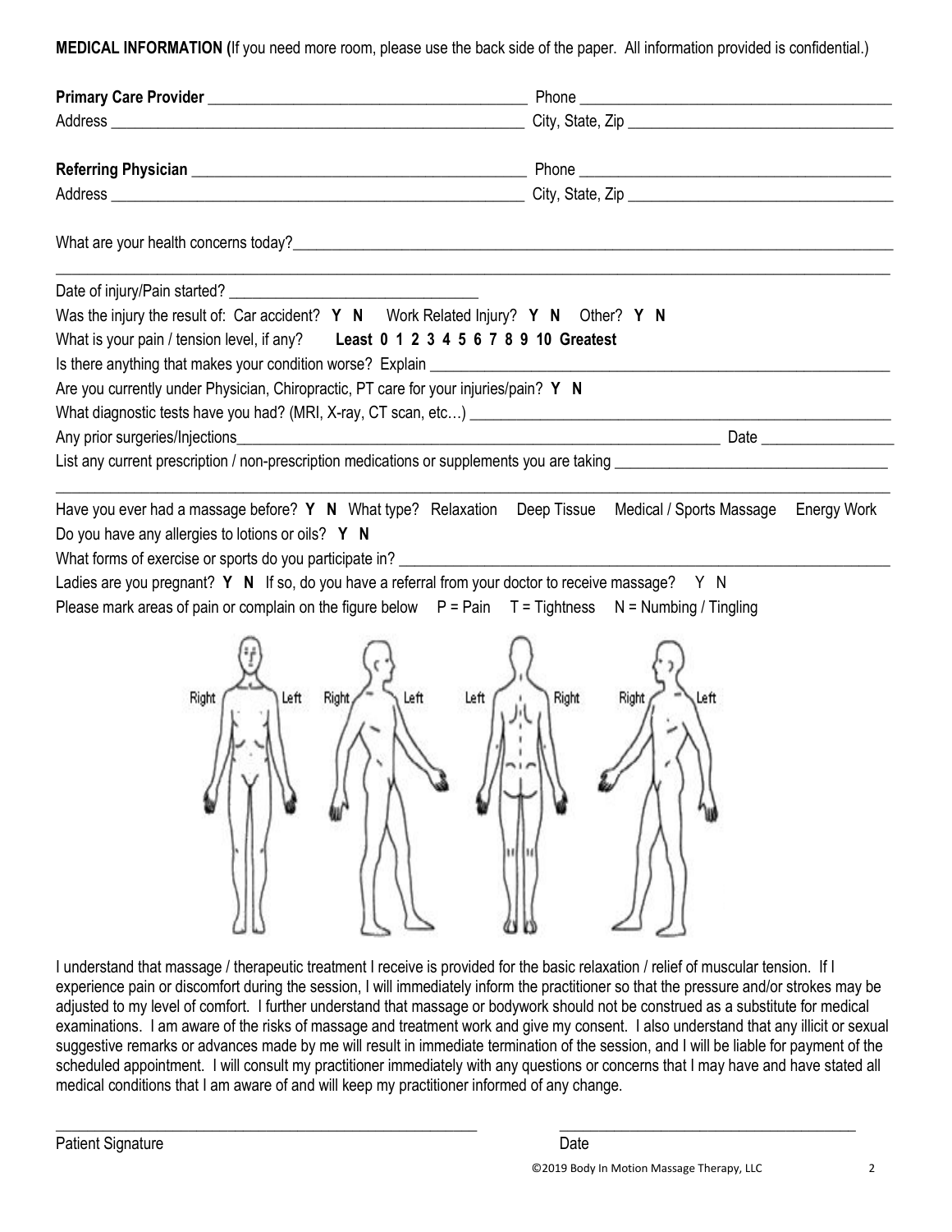**MEDICAL INFORMATION (**If you need more room, please use the back side of the paper. All information provided is confidential.)

**Primary Care Provider** ______________________________________ Phone ______________________________________

Address ______________________________________________ City, State, Zip ________________________________

**Referring Physician** ________________________________________ Phone ______________________________________

Address ______________________________________________ City, State, Zip ________________________________

What are your health concerns today?______________________________________________________________________

_____________________________________________________________________________________________________

Date of injury/Pain started? ______________________________

Was the injury the result of: Car accident? **Y N** Work Related Injury? **Y N** Other? **Y N**

What is your pain / tension level, if any? **Least 0 1 2 3 4 5 6 7 8 9 10 Greatest**

Is there anything that makes your condition worse? Explain ____________________________________________________

Are you currently under Physician, Chiropractic, PT care for your injuries/pain? **Y N**

What diagnostic tests have you had? (MRI, X-ray, CT scan, etc…) _____________________________________________

Any prior surgeries/Injections________________________________________________________ Date _______________

List any current prescription / non-prescription medications or supplements you are taking ______________________________

_____________________________________________________________________________________________________

Have you ever had a massage before? **Y N** What type? Relaxation Deep Tissue Medical / Sports Massage Energy Work

Do you have any allergies to lotions or oils? **Y N**

What forms of exercise or sports do you participate in? _______________________________________________________

Ladies are you pregnant? **Y N** If so, do you have a referral from your doctor to receive massage? Y N

Please mark areas of pain or complain on the figure below P = Pain T = Tightness N = Numbing / Tingling

Right Left Right Left Left Right Right Left

I understand that massage / therapeutic treatment I receive is provided for the basic relaxation / relief of muscular tension. If I experience pain or discomfort during the session, I will immediately inform the practitioner so that the pressure and/or strokes may be adjusted to my level of comfort. I further understand that massage or bodywork should not be construed as a substitute for medical examinations. I am aware of the risks of massage and treatment work and give my consent. I also understand that any illicit or sexual suggestive remarks or advances made by me will result in immediate termination of the session, and I will be liable for payment of the scheduled appointment. I will consult my practitioner immediately with any questions or concerns that I may have and have stated all medical conditions that I am aware of and will keep my practitioner informed of any change.

______________________________________________ ______________________________________

Patient Signature Date

©2019 Body In Motion Massage Therapy, LLC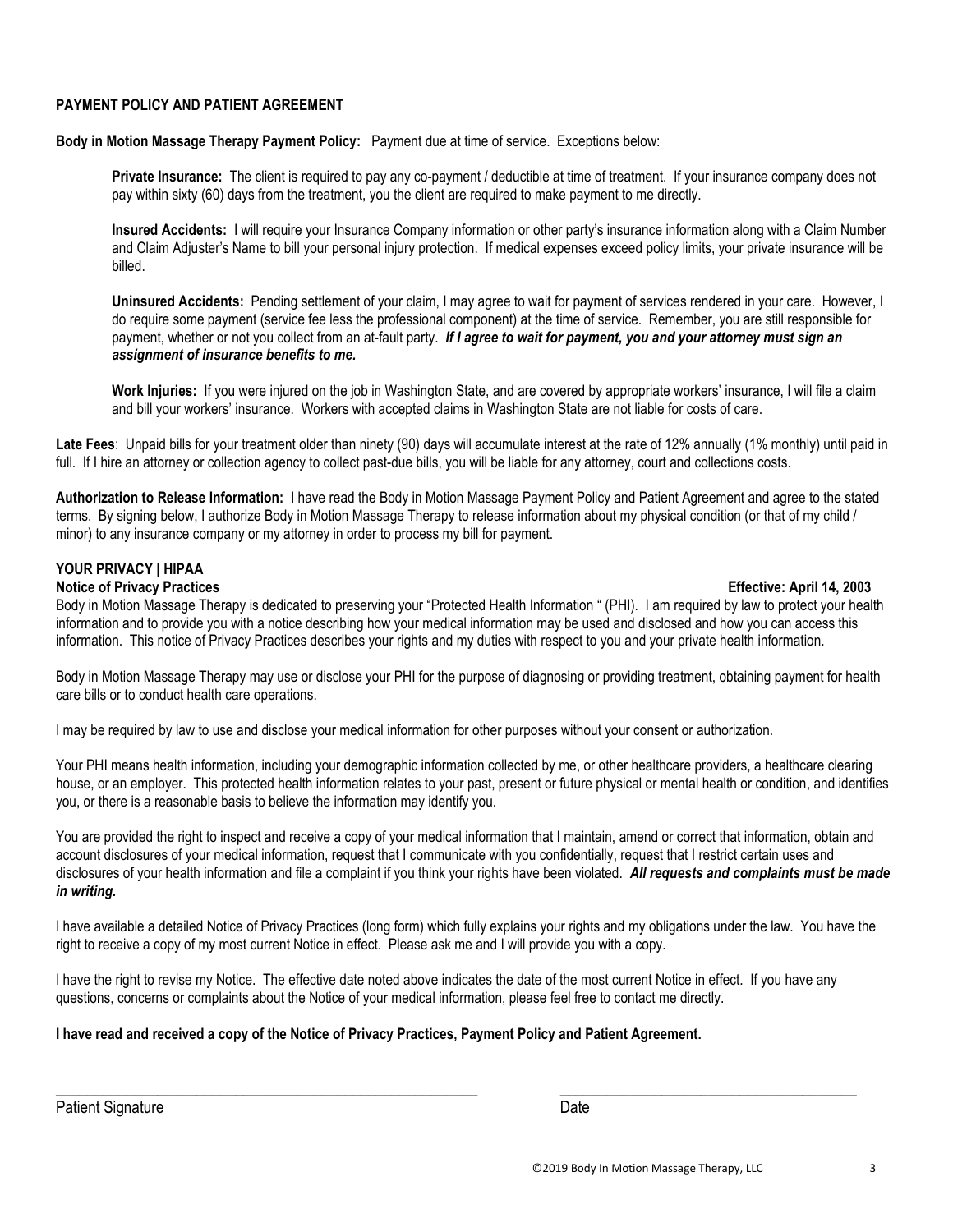**PAYMENT POLICY AND PATIENT AGREEMENT**

**Body in Motion Massage Therapy Payment Policy:** Payment due at time of service. Exceptions below:

**Private Insurance:** The client is required to pay any co-payment / deductible at time of treatment. If your insurance company does not pay within sixty (60) days from the treatment, you the client are required to make payment to me directly.

**Insured Accidents:** I will require your Insurance Company information or other party's insurance information along with a Claim Number and Claim Adjuster's Name to bill your personal injury protection. If medical expenses exceed policy limits, your private insurance will be billed.

**Uninsured Accidents:** Pending settlement of your claim, I may agree to wait for payment of services rendered in your care. However, I do require some payment (service fee less the professional component) at the time of service. Remember, you are still responsible for payment, whether or not you collect from an at-fault party. ***If I agree to wait for payment, you and your attorney must sign an assignment of insurance benefits to me.***

**Work Injuries:** If you were injured on the job in Washington State, and are covered by appropriate workers' insurance, I will file a claim and bill your workers' insurance. Workers with accepted claims in Washington State are not liable for costs of care.

**Late Fees**: Unpaid bills for your treatment older than ninety (90) days will accumulate interest at the rate of 12% annually (1% monthly) until paid in full. If I hire an attorney or collection agency to collect past-due bills, you will be liable for any attorney, court and collections costs.

**Authorization to Release Information:** I have read the Body in Motion Massage Payment Policy and Patient Agreement and agree to the stated terms. By signing below, I authorize Body in Motion Massage Therapy to release information about my physical condition (or that of my child / minor) to any insurance company or my attorney in order to process my bill for payment.

**YOUR PRIVACY | HIPAA**

**Notice of Privacy Practices** **Effective: April 14, 2003**

Body in Motion Massage Therapy is dedicated to preserving your "Protected Health Information " (PHI). I am required by law to protect your health information and to provide you with a notice describing how your medical information may be used and disclosed and how you can access this information. This notice of Privacy Practices describes your rights and my duties with respect to you and your private health information.

Body in Motion Massage Therapy may use or disclose your PHI for the purpose of diagnosing or providing treatment, obtaining payment for health care bills or to conduct health care operations.

I may be required by law to use and disclose your medical information for other purposes without your consent or authorization.

Your PHI means health information, including your demographic information collected by me, or other healthcare providers, a healthcare clearing house, or an employer. This protected health information relates to your past, present or future physical or mental health or condition, and identifies you, or there is a reasonable basis to believe the information may identify you.

You are provided the right to inspect and receive a copy of your medical information that I maintain, amend or correct that information, obtain and account disclosures of your medical information, request that I communicate with you confidentially, request that I restrict certain uses and disclosures of your health information and file a complaint if you think your rights have been violated. ***All requests and complaints must be made in writing.***

I have available a detailed Notice of Privacy Practices (long form) which fully explains your rights and my obligations under the law. You have the right to receive a copy of my most current Notice in effect. Please ask me and I will provide you with a copy.

I have the right to revise my Notice. The effective date noted above indicates the date of the most current Notice in effect. If you have any questions, concerns or complaints about the Notice of your medical information, please feel free to contact me directly.

**I have read and received a copy of the Notice of Privacy Practices, Payment Policy and Patient Agreement.**

\_\_\_\_\_\_\_\_\_\_\_\_\_\_\_\_\_\_\_\_\_\_\_\_\_\_\_\_\_\_\_\_\_\_\_\_\_\_\_\_ \_\_\_\_\_\_\_\_\_\_\_\_\_\_\_\_\_\_\_\_\_\_\_\_\_\_\_\_\_\_

Patient Signature Date

©2019 Body In Motion Massage Therapy, LLC